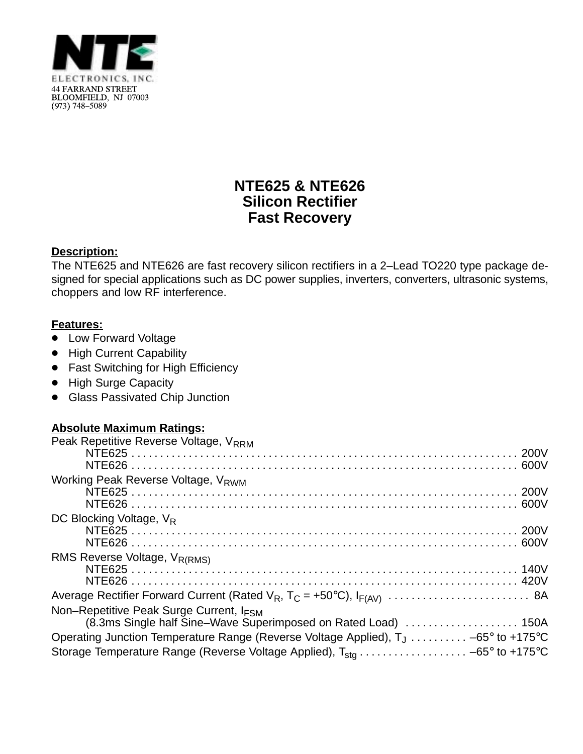NTE ELECTRONICS, INC.
44 FARRAND STREET
BLOOMFIELD, NJ 07003
(973) 748–5089

# NTE625 & NTE626
# Silicon Rectifier
# Fast Recovery

**Description:**

The NTE625 and NTE626 are fast recovery silicon rectifiers in a 2–Lead TO220 type package designed for special applications such as DC power supplies, inverters, converters, ultrasonic systems, choppers and low RF interference.

**Features:**

- Low Forward Voltage
- High Current Capability
- Fast Switching for High Efficiency
- High Surge Capacity
- Glass Passivated Chip Junction

**Absolute Maximum Ratings:**

Peak Repetitive Reverse Voltage, $V_{RRM}$
- NTE625 . . . . . . . . . . 200V
- NTE626 . . . . . . . . . . 600V

Working Peak Reverse Voltage, $V_{RWM}$
- NTE625 . . . . . . . . . . 200V
- NTE626 . . . . . . . . . . 600V

DC Blocking Voltage, $V_R$
- NTE625 . . . . . . . . . . 200V
- NTE626 . . . . . . . . . . 600V

RMS Reverse Voltage, $V_{R(RMS)}$
- NTE625 . . . . . . . . . . 140V
- NTE626 . . . . . . . . . . 420V

Average Rectifier Forward Current (Rated $V_R$, $T_C$ = +50°C), $I_{F(AV)}$ . . . . . . . . . . 8A

Non–Repetitive Peak Surge Current, $I_{FSM}$
- (8.3ms Single half Sine–Wave Superimposed on Rated Load) . . . . . . . . . . 150A

Operating Junction Temperature Range (Reverse Voltage Applied), $T_J$ . . . . . . . . . . –65° to +175°C

Storage Temperature Range (Reverse Voltage Applied), $T_{stg}$ . . . . . . . . . . –65° to +175°C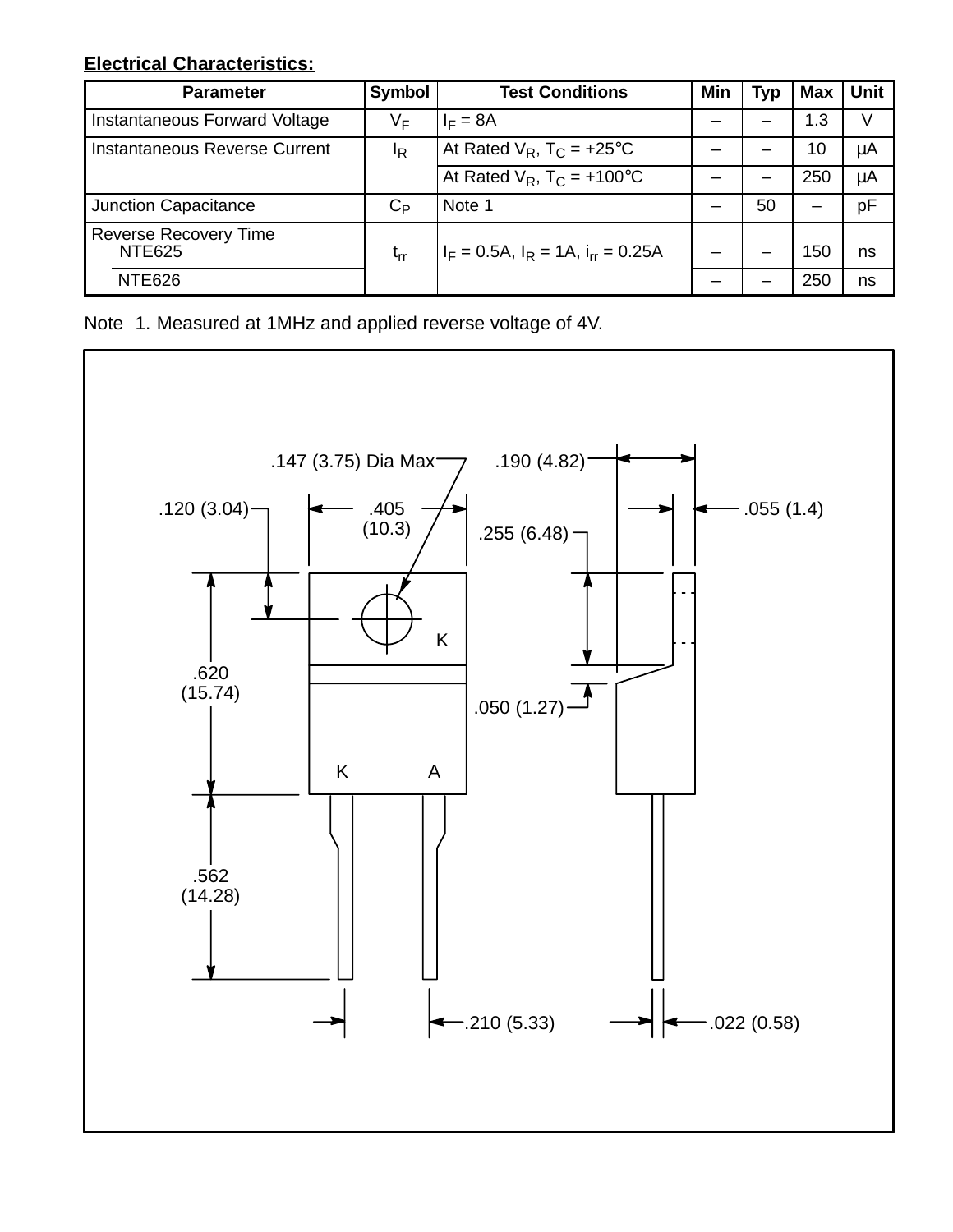**Electrical Characteristics:**

| Parameter | Symbol | Test Conditions | Min | Typ | Max | Unit |
|---|---|---|---|---|---|---|
| Instantaneous Forward Voltage | $V_F$ | $I_F$ = 8A | – | – | 1.3 | V |
| Instantaneous Reverse Current | $I_R$ | At Rated $V_R$, $T_C$ = +25°C | – | – | 10 | μA |
| | | At Rated $V_R$, $T_C$ = +100°C | – | – | 250 | μA |
| Junction Capacitance | $C_P$ | Note 1 | – | 50 | – | pF |
| Reverse Recovery Time NTE625 | $t_{rr}$ | $I_F$ = 0.5A, $I_R$ = 1A, $i_{rr}$ = 0.25A | – | – | 150 | ns |
| NTE626 | | | – | – | 250 | ns |

Note 1. Measured at 1MHz and applied reverse voltage of 4V.

.147 (3.75) Dia Max
.190 (4.82)
.120 (3.04)
.405 (10.3)
.055 (1.4)
.255 (6.48)
K
.620 (15.74)
.050 (1.27)
K
A
.562 (14.28)
.210 (5.33)
.022 (0.58)